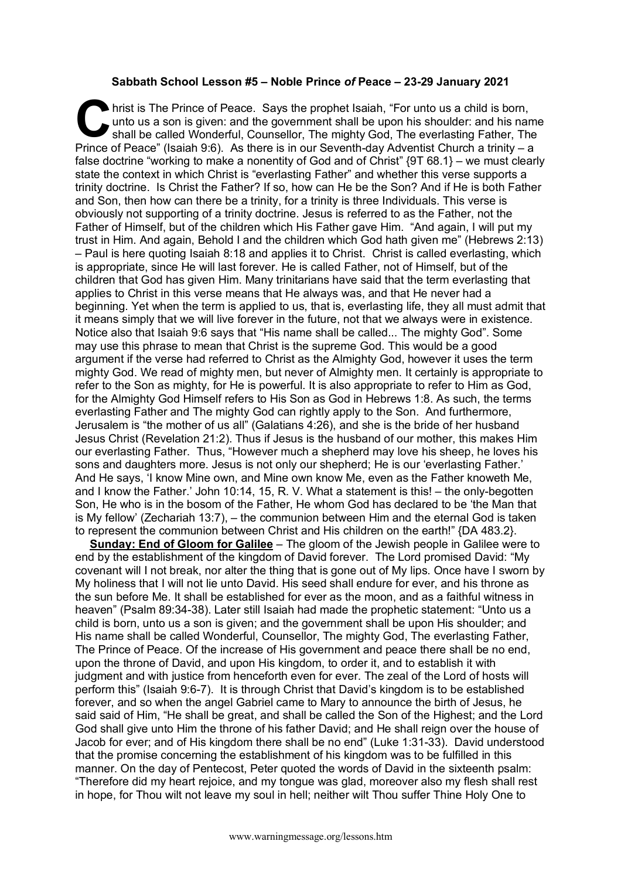**Sabbath School Lesson #5 – Noble Prince *of* Peace – 23-29 January 2021**

Christ is The Prince of Peace. Says the prophet Isaiah, "For unto us a child is born, unto us a son is given: and the government shall be upon his shoulder: and his name shall be called Wonderful, Counsellor, The mighty God, The everlasting Father, The Prince of Peace" (Isaiah 9:6). As there is in our Seventh-day Adventist Church a trinity – a false doctrine "working to make a nonentity of God and of Christ" {9T 68.1} – we must clearly state the context in which Christ is "everlasting Father" and whether this verse supports a trinity doctrine. Is Christ the Father? If so, how can He be the Son? And if He is both Father and Son, then how can there be a trinity, for a trinity is three Individuals. This verse is obviously not supporting of a trinity doctrine. Jesus is referred to as the Father, not the Father of Himself, but of the children which His Father gave Him. "And again, I will put my trust in Him. And again, Behold I and the children which God hath given me" (Hebrews 2:13) – Paul is here quoting Isaiah 8:18 and applies it to Christ. Christ is called everlasting, which is appropriate, since He will last forever. He is called Father, not of Himself, but of the children that God has given Him. Many trinitarians have said that the term everlasting that applies to Christ in this verse means that He always was, and that He never had a beginning. Yet when the term is applied to us, that is, everlasting life, they all must admit that it means simply that we will live forever in the future, not that we always were in existence. Notice also that Isaiah 9:6 says that "His name shall be called... The mighty God". Some may use this phrase to mean that Christ is the supreme God. This would be a good argument if the verse had referred to Christ as the Almighty God, however it uses the term mighty God. We read of mighty men, but never of Almighty men. It certainly is appropriate to refer to the Son as mighty, for He is powerful. It is also appropriate to refer to Him as God, for the Almighty God Himself refers to His Son as God in Hebrews 1:8. As such, the terms everlasting Father and The mighty God can rightly apply to the Son. And furthermore, Jerusalem is "the mother of us all" (Galatians 4:26), and she is the bride of her husband Jesus Christ (Revelation 21:2). Thus if Jesus is the husband of our mother, this makes Him our everlasting Father. Thus, "However much a shepherd may love his sheep, he loves his sons and daughters more. Jesus is not only our shepherd; He is our 'everlasting Father.' And He says, 'I know Mine own, and Mine own know Me, even as the Father knoweth Me, and I know the Father.' John 10:14, 15, R. V. What a statement is this! – the only-begotten Son, He who is in the bosom of the Father, He whom God has declared to be 'the Man that is My fellow' (Zechariah 13:7), – the communion between Him and the eternal God is taken to represent the communion between Christ and His children on the earth!" {DA 483.2}.

**Sunday: End of Gloom for Galilee** – The gloom of the Jewish people in Galilee were to end by the establishment of the kingdom of David forever. The Lord promised David: "My covenant will I not break, nor alter the thing that is gone out of My lips. Once have I sworn by My holiness that I will not lie unto David. His seed shall endure for ever, and his throne as the sun before Me. It shall be established for ever as the moon, and as a faithful witness in heaven" (Psalm 89:34-38). Later still Isaiah had made the prophetic statement: "Unto us a child is born, unto us a son is given; and the government shall be upon His shoulder; and His name shall be called Wonderful, Counsellor, The mighty God, The everlasting Father, The Prince of Peace. Of the increase of His government and peace there shall be no end, upon the throne of David, and upon His kingdom, to order it, and to establish it with judgment and with justice from henceforth even for ever. The zeal of the Lord of hosts will perform this" (Isaiah 9:6-7). It is through Christ that David's kingdom is to be established forever, and so when the angel Gabriel came to Mary to announce the birth of Jesus, he said said of Him, "He shall be great, and shall be called the Son of the Highest; and the Lord God shall give unto Him the throne of his father David; and He shall reign over the house of Jacob for ever; and of His kingdom there shall be no end" (Luke 1:31-33). David understood that the promise concerning the establishment of his kingdom was to be fulfilled in this manner. On the day of Pentecost, Peter quoted the words of David in the sixteenth psalm: "Therefore did my heart rejoice, and my tongue was glad, moreover also my flesh shall rest in hope, for Thou wilt not leave my soul in hell; neither wilt Thou suffer Thine Holy One to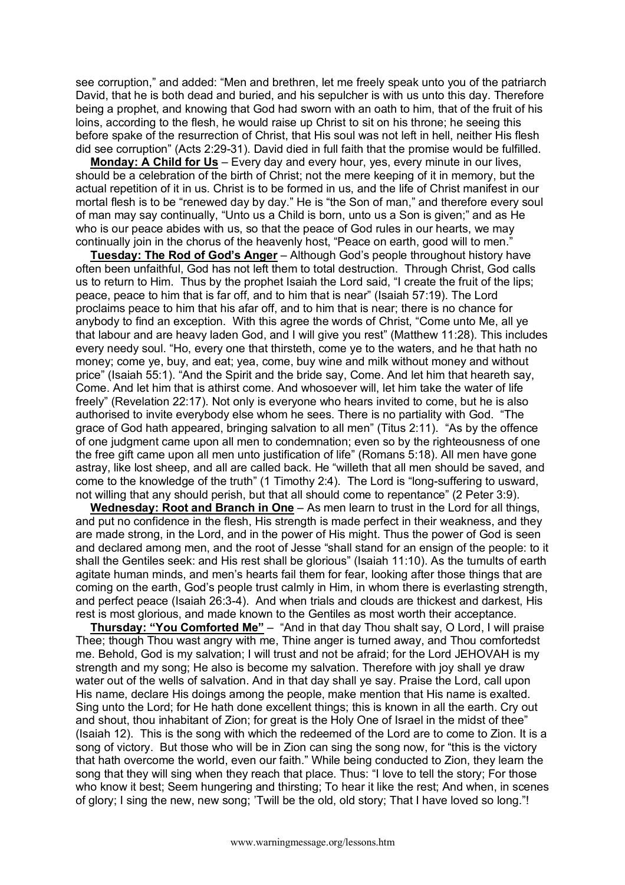see corruption," and added: "Men and brethren, let me freely speak unto you of the patriarch David, that he is both dead and buried, and his sepulcher is with us unto this day. Therefore being a prophet, and knowing that God had sworn with an oath to him, that of the fruit of his loins, according to the flesh, he would raise up Christ to sit on his throne; he seeing this before spake of the resurrection of Christ, that His soul was not left in hell, neither His flesh did see corruption" (Acts 2:29-31). David died in full faith that the promise would be fulfilled.

**Monday: A Child for Us** – Every day and every hour, yes, every minute in our lives, should be a celebration of the birth of Christ; not the mere keeping of it in memory, but the actual repetition of it in us. Christ is to be formed in us, and the life of Christ manifest in our mortal flesh is to be "renewed day by day." He is "the Son of man," and therefore every soul of man may say continually, "Unto us a Child is born, unto us a Son is given;" and as He who is our peace abides with us, so that the peace of God rules in our hearts, we may continually join in the chorus of the heavenly host, "Peace on earth, good will to men."

**Tuesday: The Rod of God's Anger** – Although God's people throughout history have often been unfaithful, God has not left them to total destruction. Through Christ, God calls us to return to Him. Thus by the prophet Isaiah the Lord said, "I create the fruit of the lips; peace, peace to him that is far off, and to him that is near" (Isaiah 57:19). The Lord proclaims peace to him that his afar off, and to him that is near; there is no chance for anybody to find an exception. With this agree the words of Christ, "Come unto Me, all ye that labour and are heavy laden God, and I will give you rest" (Matthew 11:28). This includes every needy soul. "Ho, every one that thirsteth, come ye to the waters, and he that hath no money; come ye, buy, and eat; yea, come, buy wine and milk without money and without price" (Isaiah 55:1). "And the Spirit and the bride say, Come. And let him that heareth say, Come. And let him that is athirst come. And whosoever will, let him take the water of life freely" (Revelation 22:17). Not only is everyone who hears invited to come, but he is also authorised to invite everybody else whom he sees. There is no partiality with God. "The grace of God hath appeared, bringing salvation to all men" (Titus 2:11). "As by the offence of one judgment came upon all men to condemnation; even so by the righteousness of one the free gift came upon all men unto justification of life" (Romans 5:18). All men have gone astray, like lost sheep, and all are called back. He "willeth that all men should be saved, and come to the knowledge of the truth" (1 Timothy 2:4). The Lord is "long-suffering to usward, not willing that any should perish, but that all should come to repentance" (2 Peter 3:9).

**Wednesday: Root and Branch in One** – As men learn to trust in the Lord for all things, and put no confidence in the flesh, His strength is made perfect in their weakness, and they are made strong, in the Lord, and in the power of His might. Thus the power of God is seen and declared among men, and the root of Jesse "shall stand for an ensign of the people: to it shall the Gentiles seek: and His rest shall be glorious" (Isaiah 11:10). As the tumults of earth agitate human minds, and men's hearts fail them for fear, looking after those things that are coming on the earth, God's people trust calmly in Him, in whom there is everlasting strength, and perfect peace (Isaiah 26:3-4). And when trials and clouds are thickest and darkest, His rest is most glorious, and made known to the Gentiles as most worth their acceptance.

**Thursday: "You Comforted Me"** – "And in that day Thou shalt say, O Lord, I will praise Thee; though Thou wast angry with me, Thine anger is turned away, and Thou comfortedst me. Behold, God is my salvation; I will trust and not be afraid; for the Lord JEHOVAH is my strength and my song; He also is become my salvation. Therefore with joy shall ye draw water out of the wells of salvation. And in that day shall ye say. Praise the Lord, call upon His name, declare His doings among the people, make mention that His name is exalted. Sing unto the Lord; for He hath done excellent things; this is known in all the earth. Cry out and shout, thou inhabitant of Zion; for great is the Holy One of Israel in the midst of thee" (Isaiah 12). This is the song with which the redeemed of the Lord are to come to Zion. It is a song of victory. But those who will be in Zion can sing the song now, for "this is the victory that hath overcome the world, even our faith." While being conducted to Zion, they learn the song that they will sing when they reach that place. Thus: "I love to tell the story; For those who know it best; Seem hungering and thirsting; To hear it like the rest; And when, in scenes of glory; I sing the new, new song; 'Twill be the old, old story; That I have loved so long."!

www.warningmessage.org/lessons.htm